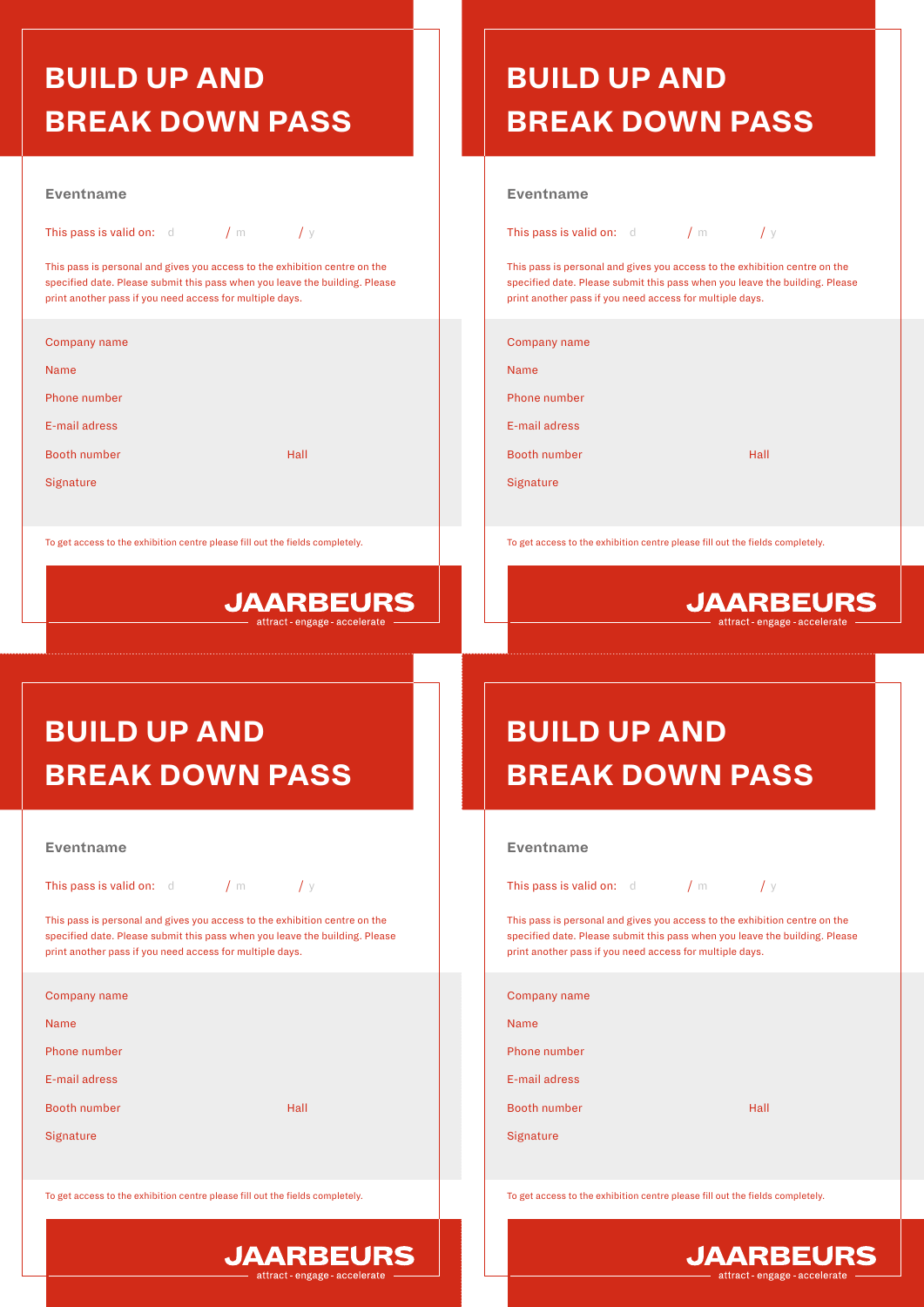# BUILD UP AND BREAK DOWN PASS

**Eventname**

This pass is valid on: d / m / y

This pass is personal and gives you access to the exhibition centre on the specified date. Please submit this pass when you leave the building. Please print another pass if you need access for multiple days.

Company name

Name

Phone number

E-mail adress

Booth number Hall

Signature

To get access to the exhibition centre please fill out the fields completely.

**JAARBEURS**
attract - engage - accelerate

# BUILD UP AND BREAK DOWN PASS

**Eventname**

This pass is valid on: d / m / y

This pass is personal and gives you access to the exhibition centre on the specified date. Please submit this pass when you leave the building. Please print another pass if you need access for multiple days.

Company name

Name

Phone number

E-mail adress

Booth number Hall

Signature

To get access to the exhibition centre please fill out the fields completely.

**JAARBEURS**
attract - engage - accelerate

# BUILD UP AND BREAK DOWN PASS

**Eventname**

This pass is valid on: d / m / y

This pass is personal and gives you access to the exhibition centre on the specified date. Please submit this pass when you leave the building. Please print another pass if you need access for multiple days.

Company name

Name

Phone number

E-mail adress

Booth number Hall

Signature

To get access to the exhibition centre please fill out the fields completely.

**JAARBEURS**
attract - engage - accelerate

# BUILD UP AND BREAK DOWN PASS

**Eventname**

This pass is valid on: d / m / y

This pass is personal and gives you access to the exhibition centre on the specified date. Please submit this pass when you leave the building. Please print another pass if you need access for multiple days.

Company name

Name

Phone number

E-mail adress

Booth number Hall

Signature

To get access to the exhibition centre please fill out the fields completely.

**JAARBEURS**
attract - engage - accelerate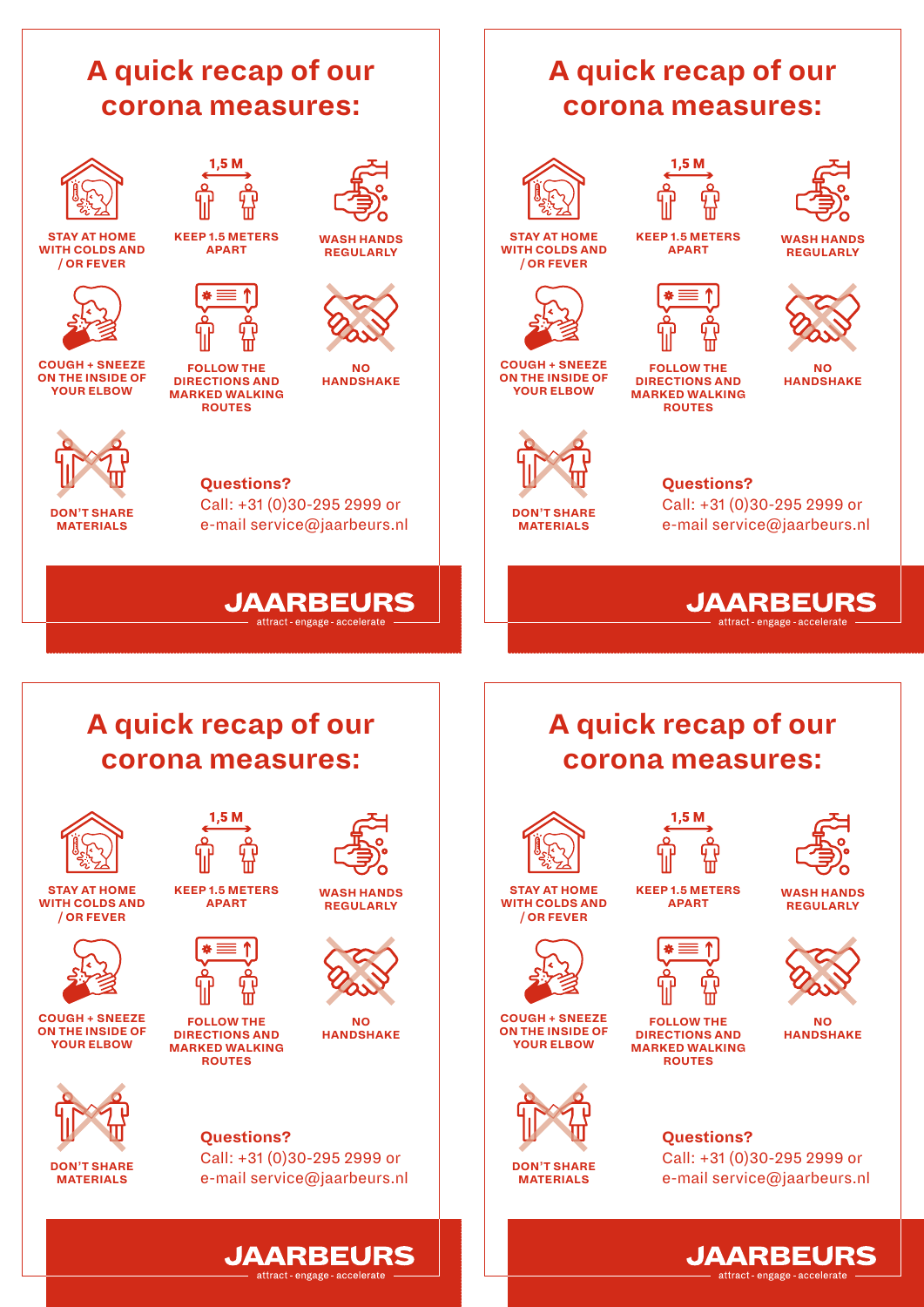## A quick recap of our corona measures:

STAY AT HOME WITH COLDS AND / OR FEVER

KEEP 1.5 METERS APART

1,5 M

WASH HANDS REGULARLY

COUGH + SNEEZE ON THE INSIDE OF YOUR ELBOW

FOLLOW THE DIRECTIONS AND MARKED WALKING ROUTES

NO HANDSHAKE

DON'T SHARE MATERIALS

**Questions?**
Call: +31 (0)30-295 2999 or
e-mail service@jaarbeurs.nl

**JAARBEURS**
attract - engage - accelerate

## A quick recap of our corona measures:

STAY AT HOME WITH COLDS AND / OR FEVER

KEEP 1.5 METERS APART

1,5 M

WASH HANDS REGULARLY

COUGH + SNEEZE ON THE INSIDE OF YOUR ELBOW

FOLLOW THE DIRECTIONS AND MARKED WALKING ROUTES

NO HANDSHAKE

DON'T SHARE MATERIALS

**Questions?**
Call: +31 (0)30-295 2999 or
e-mail service@jaarbeurs.nl

**JAARBEURS**
attract - engage - accelerate

## A quick recap of our corona measures:

STAY AT HOME WITH COLDS AND / OR FEVER

KEEP 1.5 METERS APART

1,5 M

WASH HANDS REGULARLY

COUGH + SNEEZE ON THE INSIDE OF YOUR ELBOW

FOLLOW THE DIRECTIONS AND MARKED WALKING ROUTES

NO HANDSHAKE

DON'T SHARE MATERIALS

**Questions?**
Call: +31 (0)30-295 2999 or
e-mail service@jaarbeurs.nl

**JAARBEURS**
attract - engage - accelerate

## A quick recap of our corona measures:

STAY AT HOME WITH COLDS AND / OR FEVER

KEEP 1.5 METERS APART

1,5 M

WASH HANDS REGULARLY

COUGH + SNEEZE ON THE INSIDE OF YOUR ELBOW

FOLLOW THE DIRECTIONS AND MARKED WALKING ROUTES

NO HANDSHAKE

DON'T SHARE MATERIALS

**Questions?**
Call: +31 (0)30-295 2999 or
e-mail service@jaarbeurs.nl

**JAARBEURS**
attract - engage - accelerate